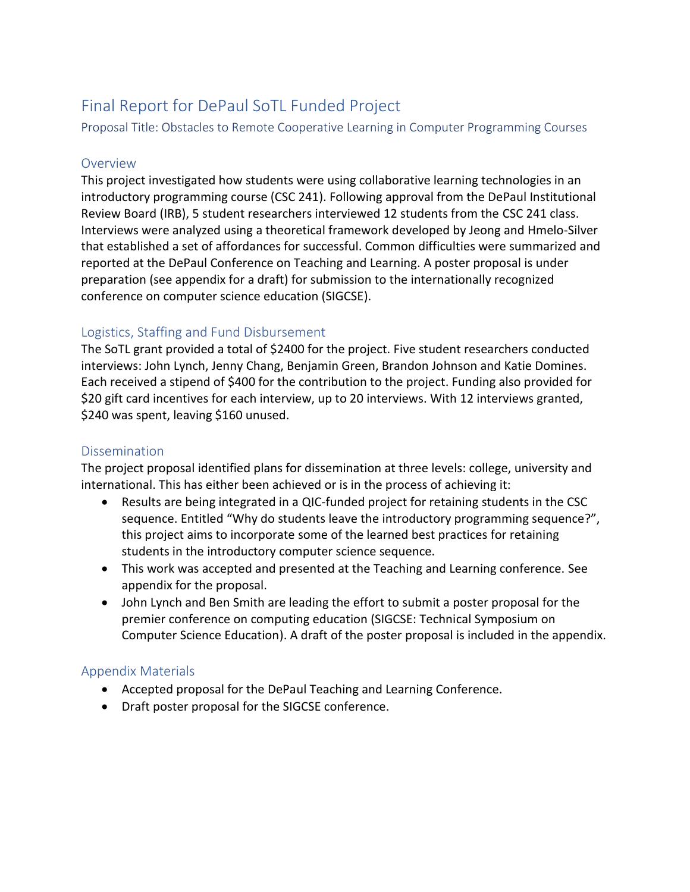# Final Report for DePaul SoTL Funded Project

## Proposal Title: Obstacles to Remote Cooperative Learning in Computer Programming Courses

### Overview

This project investigated how students were using collaborative learning technologies in an introductory programming course (CSC 241). Following approval from the DePaul Institutional Review Board (IRB), 5 student researchers interviewed 12 students from the CSC 241 class. Interviews were analyzed using a theoretical framework developed by Jeong and Hmelo-Silver that established a set of affordances for successful. Common difficulties were summarized and reported at the DePaul Conference on Teaching and Learning. A poster proposal is under preparation (see appendix for a draft) for submission to the internationally recognized conference on computer science education (SIGCSE).

### Logistics, Staffing and Fund Disbursement

The SoTL grant provided a total of $2400 for the project. Five student researchers conducted interviews: John Lynch, Jenny Chang, Benjamin Green, Brandon Johnson and Katie Domines. Each received a stipend of $400 for the contribution to the project. Funding also provided for $20 gift card incentives for each interview, up to 20 interviews. With 12 interviews granted, $240 was spent, leaving $160 unused.

### Dissemination

The project proposal identified plans for dissemination at three levels: college, university and international. This has either been achieved or is in the process of achieving it:

- Results are being integrated in a QIC-funded project for retaining students in the CSC sequence. Entitled "Why do students leave the introductory programming sequence?", this project aims to incorporate some of the learned best practices for retaining students in the introductory computer science sequence.
- This work was accepted and presented at the Teaching and Learning conference. See appendix for the proposal.
- John Lynch and Ben Smith are leading the effort to submit a poster proposal for the premier conference on computing education (SIGCSE: Technical Symposium on Computer Science Education). A draft of the poster proposal is included in the appendix.

### Appendix Materials

- Accepted proposal for the DePaul Teaching and Learning Conference.
- Draft poster proposal for the SIGCSE conference.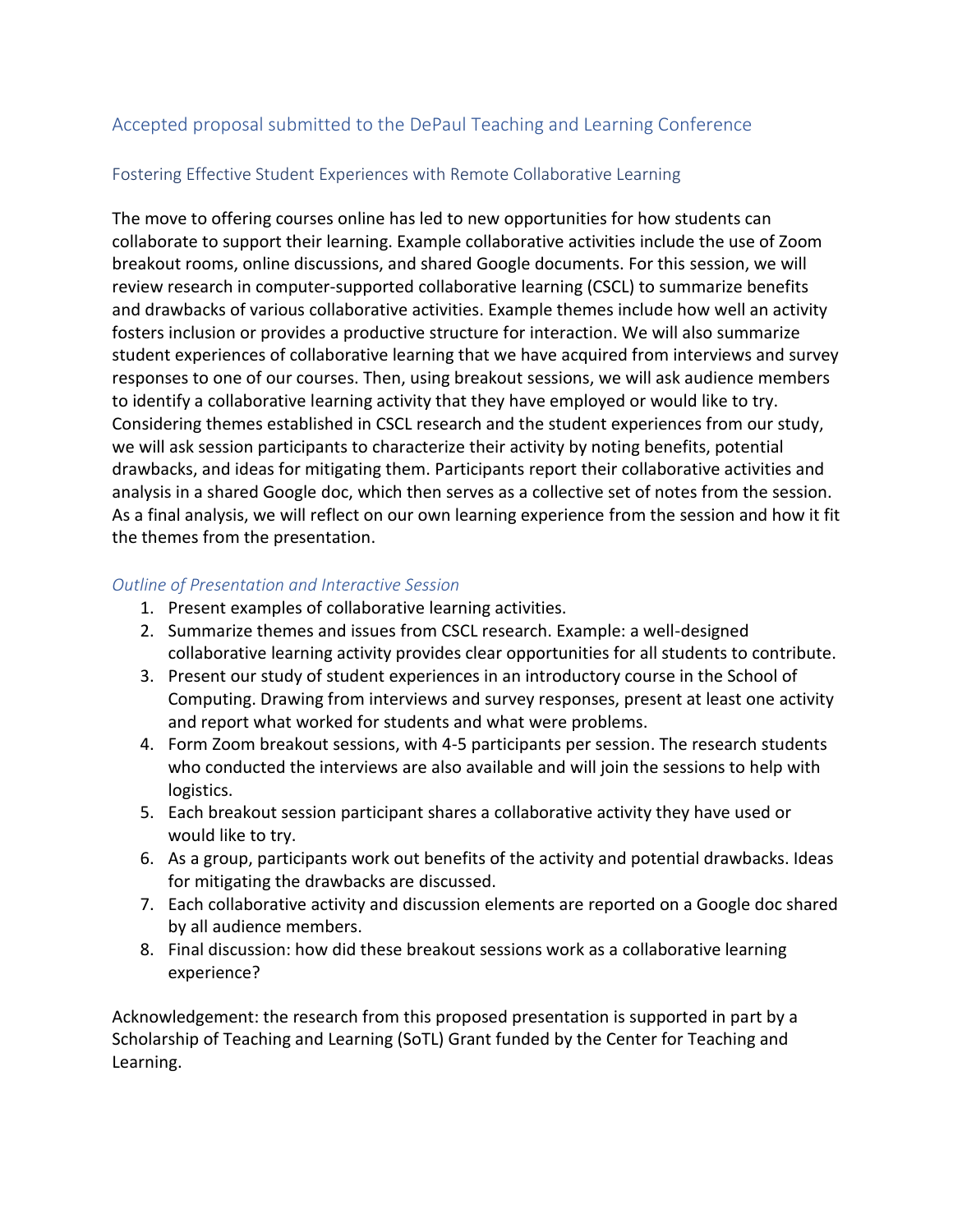## Accepted proposal submitted to the DePaul Teaching and Learning Conference

### Fostering Effective Student Experiences with Remote Collaborative Learning

The move to offering courses online has led to new opportunities for how students can collaborate to support their learning. Example collaborative activities include the use of Zoom breakout rooms, online discussions, and shared Google documents. For this session, we will review research in computer-supported collaborative learning (CSCL) to summarize benefits and drawbacks of various collaborative activities. Example themes include how well an activity fosters inclusion or provides a productive structure for interaction. We will also summarize student experiences of collaborative learning that we have acquired from interviews and survey responses to one of our courses. Then, using breakout sessions, we will ask audience members to identify a collaborative learning activity that they have employed or would like to try. Considering themes established in CSCL research and the student experiences from our study, we will ask session participants to characterize their activity by noting benefits, potential drawbacks, and ideas for mitigating them. Participants report their collaborative activities and analysis in a shared Google doc, which then serves as a collective set of notes from the session. As a final analysis, we will reflect on our own learning experience from the session and how it fit the themes from the presentation.

#### *Outline of Presentation and Interactive Session*

1. Present examples of collaborative learning activities.
2. Summarize themes and issues from CSCL research. Example: a well-designed collaborative learning activity provides clear opportunities for all students to contribute.
3. Present our study of student experiences in an introductory course in the School of Computing. Drawing from interviews and survey responses, present at least one activity and report what worked for students and what were problems.
4. Form Zoom breakout sessions, with 4-5 participants per session. The research students who conducted the interviews are also available and will join the sessions to help with logistics.
5. Each breakout session participant shares a collaborative activity they have used or would like to try.
6. As a group, participants work out benefits of the activity and potential drawbacks. Ideas for mitigating the drawbacks are discussed.
7. Each collaborative activity and discussion elements are reported on a Google doc shared by all audience members.
8. Final discussion: how did these breakout sessions work as a collaborative learning experience?

Acknowledgement: the research from this proposed presentation is supported in part by a Scholarship of Teaching and Learning (SoTL) Grant funded by the Center for Teaching and Learning.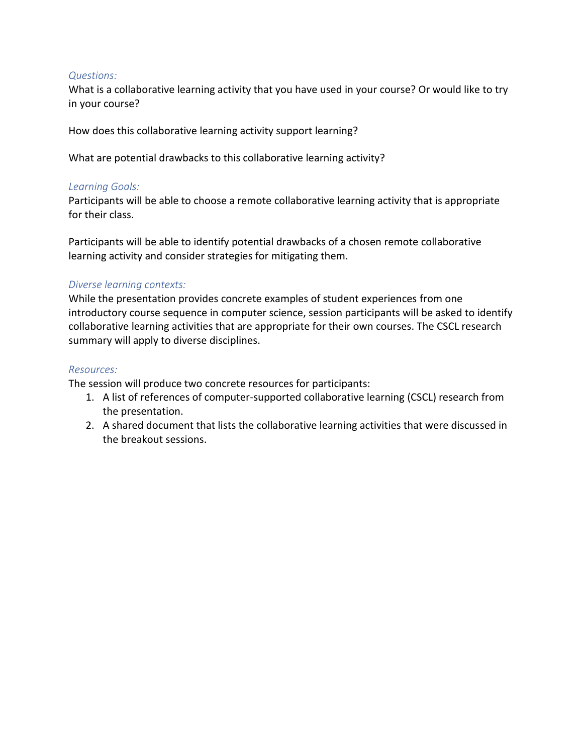*Questions:*

What is a collaborative learning activity that you have used in your course? Or would like to try in your course?

How does this collaborative learning activity support learning?

What are potential drawbacks to this collaborative learning activity?

*Learning Goals:*

Participants will be able to choose a remote collaborative learning activity that is appropriate for their class.

Participants will be able to identify potential drawbacks of a chosen remote collaborative learning activity and consider strategies for mitigating them.

*Diverse learning contexts:*

While the presentation provides concrete examples of student experiences from one introductory course sequence in computer science, session participants will be asked to identify collaborative learning activities that are appropriate for their own courses. The CSCL research summary will apply to diverse disciplines.

*Resources:*

The session will produce two concrete resources for participants:

1. A list of references of computer-supported collaborative learning (CSCL) research from the presentation.
2. A shared document that lists the collaborative learning activities that were discussed in the breakout sessions.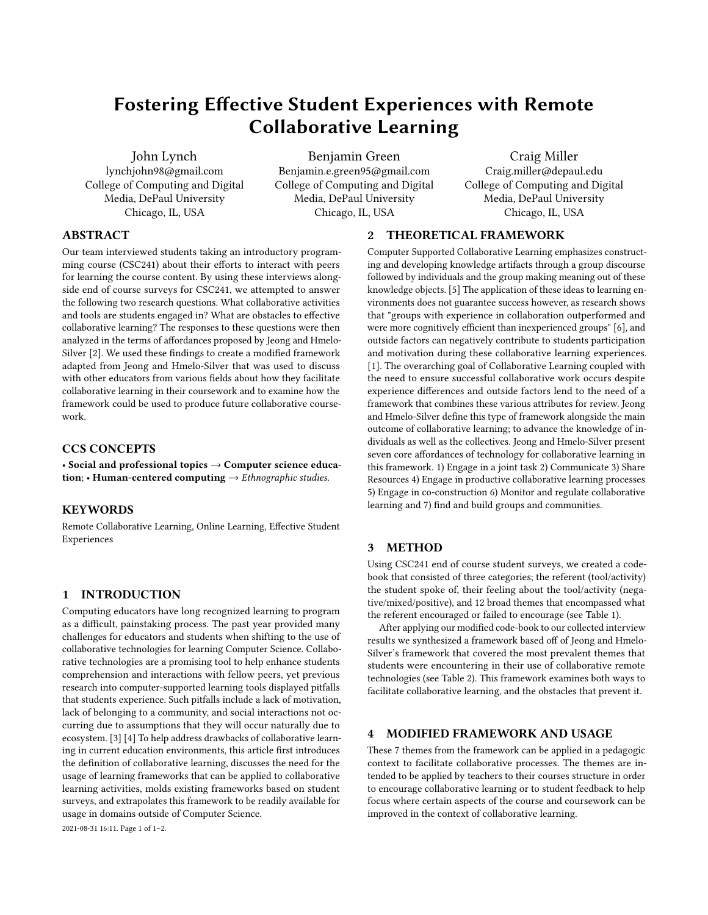# Fostering Effective Student Experiences with Remote Collaborative Learning

John Lynch
lynchjohn98@gmail.com
College of Computing and Digital Media, DePaul University
Chicago, IL, USA

Benjamin Green
Benjamin.e.green95@gmail.com
College of Computing and Digital Media, DePaul University
Chicago, IL, USA

Craig Miller
Craig.miller@depaul.edu
College of Computing and Digital Media, DePaul University
Chicago, IL, USA

## ABSTRACT

Our team interviewed students taking an introductory programming course (CSC241) about their efforts to interact with peers for learning the course content. By using these interviews alongside end of course surveys for CSC241, we attempted to answer the following two research questions. What collaborative activities and tools are students engaged in? What are obstacles to effective collaborative learning? The responses to these questions were then analyzed in the terms of affordances proposed by Jeong and Hmelo-Silver [2]. We used these findings to create a modified framework adapted from Jeong and Hmelo-Silver that was used to discuss with other educators from various fields about how they facilitate collaborative learning in their coursework and to examine how the framework could be used to produce future collaborative coursework.

## CCS CONCEPTS

• **Social and professional topics** → **Computer science education**; • **Human-centered computing** → *Ethnographic studies*.

## KEYWORDS

Remote Collaborative Learning, Online Learning, Effective Student Experiences

## 1 INTRODUCTION

Computing educators have long recognized learning to program as a difficult, painstaking process. The past year provided many challenges for educators and students when shifting to the use of collaborative technologies for learning Computer Science. Collaborative technologies are a promising tool to help enhance students comprehension and interactions with fellow peers, yet previous research into computer-supported learning tools displayed pitfalls that students experience. Such pitfalls include a lack of motivation, lack of belonging to a community, and social interactions not occurring due to assumptions that they will occur naturally due to ecosystem. [3] [4] To help address drawbacks of collaborative learning in current education environments, this article first introduces the definition of collaborative learning, discusses the need for the usage of learning frameworks that can be applied to collaborative learning activities, molds existing frameworks based on student surveys, and extrapolates this framework to be readily available for usage in domains outside of Computer Science.

## 2 THEORETICAL FRAMEWORK

Computer Supported Collaborative Learning emphasizes constructing and developing knowledge artifacts through a group discourse followed by individuals and the group making meaning out of these knowledge objects. [5] The application of these ideas to learning environments does not guarantee success however, as research shows that "groups with experience in collaboration outperformed and were more cognitively efficient than inexperienced groups" [6], and outside factors can negatively contribute to students participation and motivation during these collaborative learning experiences. [1]. The overarching goal of Collaborative Learning coupled with the need to ensure successful collaborative work occurs despite experience differences and outside factors lend to the need of a framework that combines these various attributes for review. Jeong and Hmelo-Silver define this type of framework alongside the main outcome of collaborative learning; to advance the knowledge of individuals as well as the collectives. Jeong and Hmelo-Silver present seven core affordances of technology for collaborative learning in this framework. 1) Engage in a joint task 2) Communicate 3) Share Resources 4) Engage in productive collaborative learning processes 5) Engage in co-construction 6) Monitor and regulate collaborative learning and 7) find and build groups and communities.

## 3 METHOD

Using CSC241 end of course student surveys, we created a codebook that consisted of three categories; the referent (tool/activity) the student spoke of, their feeling about the tool/activity (negative/mixed/positive), and 12 broad themes that encompassed what the referent encouraged or failed to encourage (see Table 1).

After applying our modified code-book to our collected interview results we synthesized a framework based off of Jeong and Hmelo-Silver's framework that covered the most prevalent themes that students were encountering in their use of collaborative remote technologies (see Table 2). This framework examines both ways to facilitate collaborative learning, and the obstacles that prevent it.

## 4 MODIFIED FRAMEWORK AND USAGE

These 7 themes from the framework can be applied in a pedagogic context to facilitate collaborative processes. The themes are intended to be applied by teachers to their courses structure in order to encourage collaborative learning or to student feedback to help focus where certain aspects of the course and coursework can be improved in the context of collaborative learning.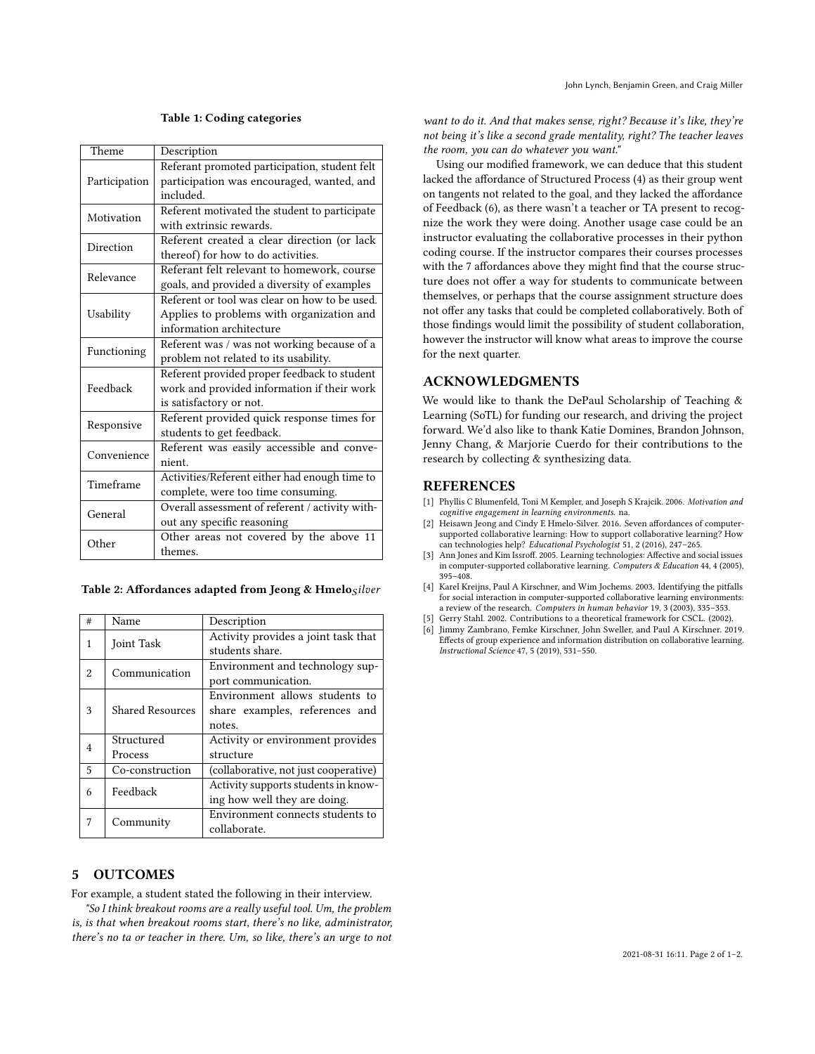**Table 1: Coding categories**

| Theme | Description |
|---|---|
| Participation | Referant promoted participation, student felt participation was encouraged, wanted, and included. |
| Motivation | Referent motivated the student to participate with extrinsic rewards. |
| Direction | Referent created a clear direction (or lack thereof) for how to do activities. |
| Relevance | Referant felt relevant to homework, course goals, and provided a diversity of examples |
| Usability | Referent or tool was clear on how to be used. Applies to problems with organization and information architecture |
| Functioning | Referent was / was not working because of a problem not related to its usability. |
| Feedback | Referent provided proper feedback to student work and provided information if their work is satisfactory or not. |
| Responsive | Referent provided quick response times for students to get feedback. |
| Convenience | Referent was easily accessible and convenient. |
| Timeframe | Activities/Referent either had enough time to complete, were too time consuming. |
| General | Overall assessment of referent / activity without any specific reasoning |
| Other | Other areas not covered by the above 11 themes. |

**Table 2: Affordances adapted from Jeong & Hmelo$_{Silver}$**

| # | Name | Description |
|---|---|---|
| 1 | Joint Task | Activity provides a joint task that students share. |
| 2 | Communication | Environment and technology support communication. |
| 3 | Shared Resources | Environment allows students to share examples, references and notes. |
| 4 | Structured Process | Activity or environment provides structure |
| 5 | Co-construction | (collaborative, not just cooperative) |
| 6 | Feedback | Activity supports students in knowing how well they are doing. |
| 7 | Community | Environment connects students to collaborate. |

## 5 OUTCOMES

For example, a student stated the following in their interview.

*"So I think breakout rooms are a really useful tool. Um, the problem is, is that when breakout rooms start, there's no like, administrator, there's no ta or teacher in there. Um, so like, there's an urge to not want to do it. And that makes sense, right? Because it's like, they're not being it's like a second grade mentality, right? The teacher leaves the room, you can do whatever you want."*

Using our modified framework, we can deduce that this student lacked the affordance of Structured Process (4) as their group went on tangents not related to the goal, and they lacked the affordance of Feedback (6), as there wasn't a teacher or TA present to recognize the work they were doing. Another usage case could be an instructor evaluating the collaborative processes in their python coding course. If the instructor compares their courses processes with the 7 affordances above they might find that the course structure does not offer a way for students to communicate between themselves, or perhaps that the course assignment structure does not offer any tasks that could be completed collaboratively. Both of those findings would limit the possibility of student collaboration, however the instructor will know what areas to improve the course for the next quarter.

## ACKNOWLEDGMENTS

We would like to thank the DePaul Scholarship of Teaching & Learning (SoTL) for funding our research, and driving the project forward. We'd also like to thank Katie Domines, Brandon Johnson, Jenny Chang, & Marjorie Cuerdo for their contributions to the research by collecting & synthesizing data.

## REFERENCES

[1] Phyllis C Blumenfeld, Toni M Kempler, and Joseph S Krajcik. 2006. *Motivation and cognitive engagement in learning environments.* na.

[2] Heisawn Jeong and Cindy E Hmelo-Silver. 2016. Seven affordances of computer-supported collaborative learning: How to support collaborative learning? How can technologies help? *Educational Psychologist* 51, 2 (2016), 247–265.

[3] Ann Jones and Kim Issroff. 2005. Learning technologies: Affective and social issues in computer-supported collaborative learning. *Computers & Education* 44, 4 (2005), 395–408.

[4] Karel Kreijns, Paul A Kirschner, and Wim Jochems. 2003. Identifying the pitfalls for social interaction in computer-supported collaborative learning environments: a review of the research. *Computers in human behavior* 19, 3 (2003), 335–353.

[5] Gerry Stahl. 2002. Contributions to a theoretical framework for CSCL. (2002).

[6] Jimmy Zambrano, Femke Kirschner, John Sweller, and Paul A Kirschner. 2019. Effects of group experience and information distribution on collaborative learning. *Instructional Science* 47, 5 (2019), 531–550.